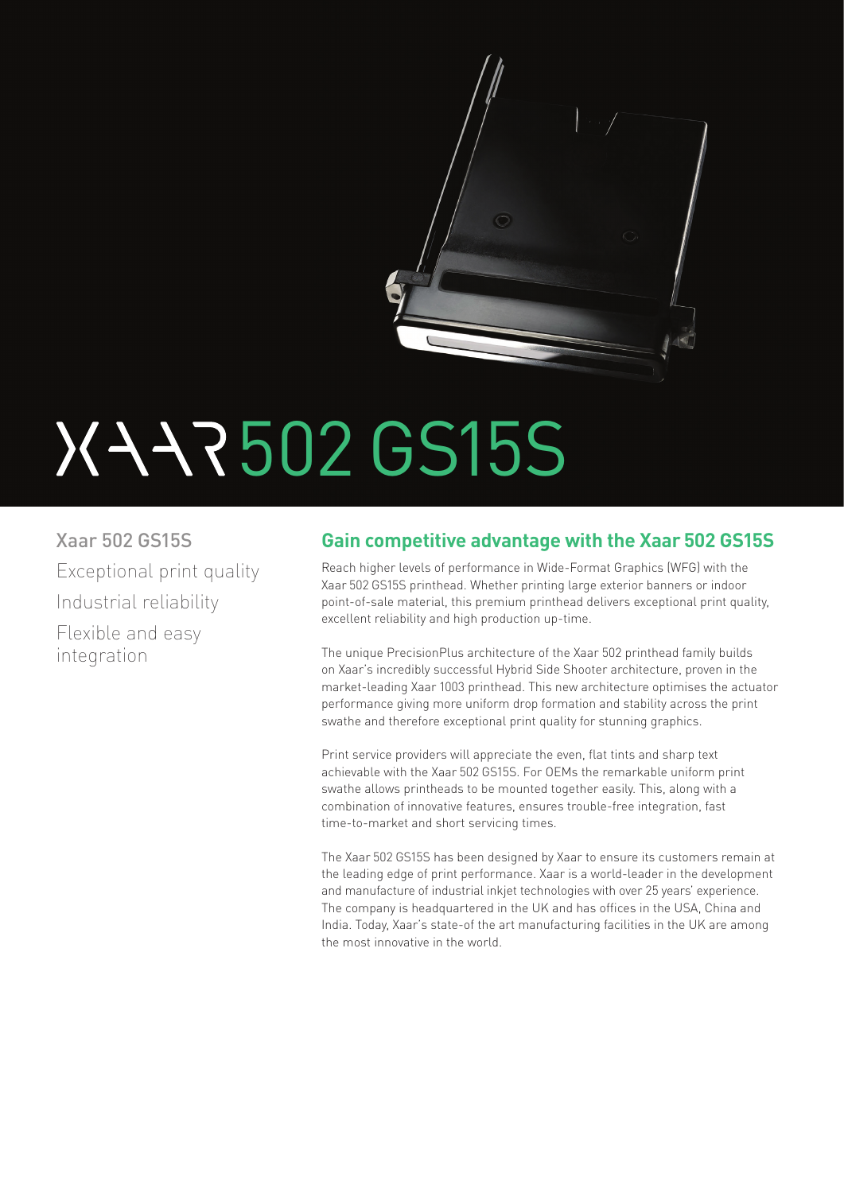# XAAR 502 GS15S

Xaar 502 GS15S

Exceptional print quality

Industrial reliability

Flexible and easy integration

## Gain competitive advantage with the Xaar 502 GS15S

Reach higher levels of performance in Wide-Format Graphics (WFG) with the Xaar 502 GS15S printhead. Whether printing large exterior banners or indoor point-of-sale material, this premium printhead delivers exceptional print quality, excellent reliability and high production up-time.

The unique PrecisionPlus architecture of the Xaar 502 printhead family builds on Xaar's incredibly successful Hybrid Side Shooter architecture, proven in the market-leading Xaar 1003 printhead. This new architecture optimises the actuator performance giving more uniform drop formation and stability across the print swathe and therefore exceptional print quality for stunning graphics.

Print service providers will appreciate the even, flat tints and sharp text achievable with the Xaar 502 GS15S. For OEMs the remarkable uniform print swathe allows printheads to be mounted together easily. This, along with a combination of innovative features, ensures trouble-free integration, fast time-to-market and short servicing times.

The Xaar 502 GS15S has been designed by Xaar to ensure its customers remain at the leading edge of print performance. Xaar is a world-leader in the development and manufacture of industrial inkjet technologies with over 25 years' experience. The company is headquartered in the UK and has offices in the USA, China and India. Today, Xaar's state-of the art manufacturing facilities in the UK are among the most innovative in the world.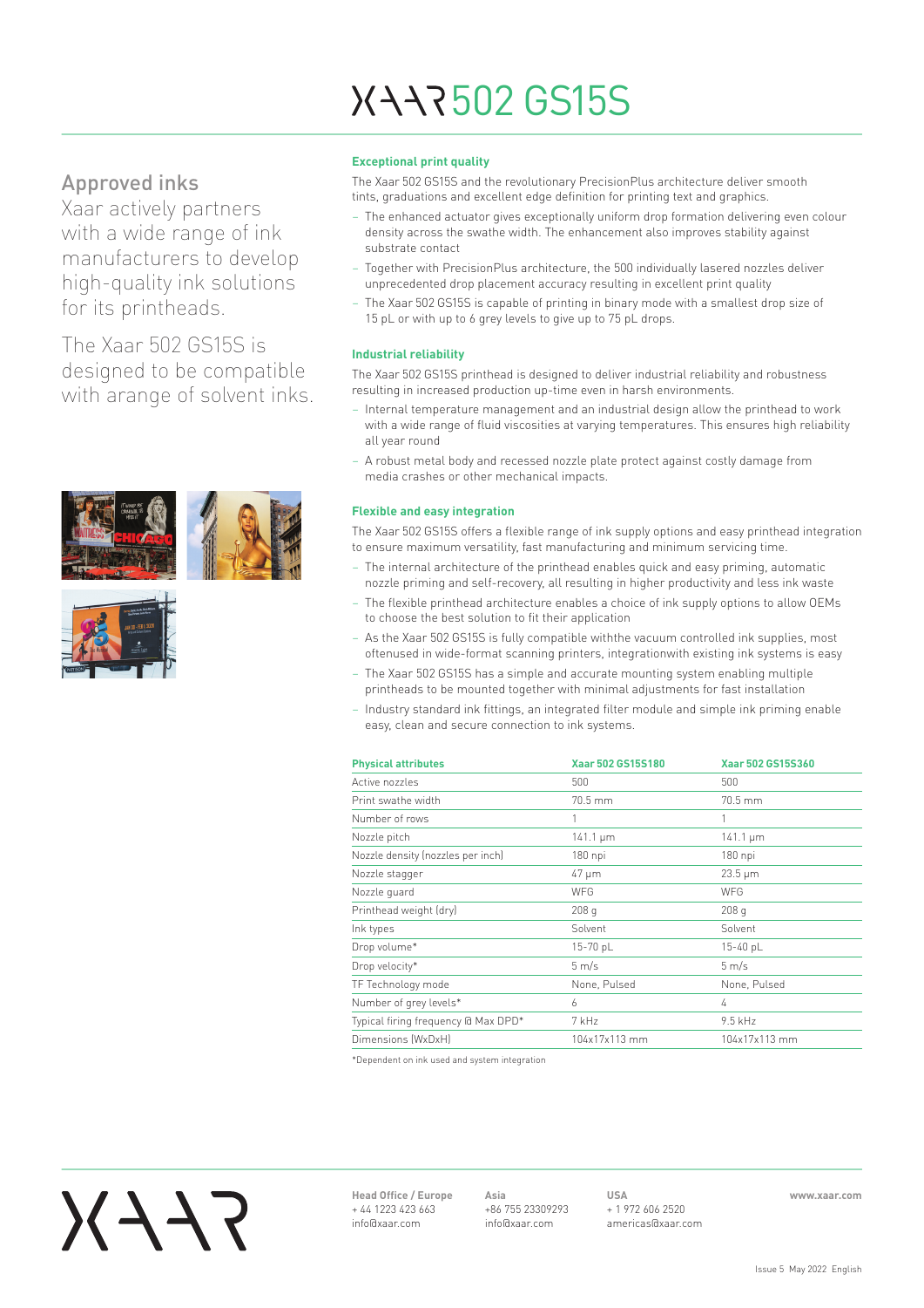# XAAR 502 GS15S

## Approved inks

Xaar actively partners with a wide range of ink manufacturers to develop high-quality ink solutions for its printheads.

The Xaar 502 GS15S is designed to be compatible with arange of solvent inks.

### Exceptional print quality

The Xaar 502 GS15S and the revolutionary PrecisionPlus architecture deliver smooth tints, graduations and excellent edge definition for printing text and graphics.

- The enhanced actuator gives exceptionally uniform drop formation delivering even colour density across the swathe width. The enhancement also improves stability against substrate contact
- Together with PrecisionPlus architecture, the 500 individually lasered nozzles deliver unprecedented drop placement accuracy resulting in excellent print quality
- The Xaar 502 GS15S is capable of printing in binary mode with a smallest drop size of 15 pL or with up to 6 grey levels to give up to 75 pL drops.

### Industrial reliability

The Xaar 502 GS15S printhead is designed to deliver industrial reliability and robustness resulting in increased production up-time even in harsh environments.

- Internal temperature management and an industrial design allow the printhead to work with a wide range of fluid viscosities at varying temperatures. This ensures high reliability all year round
- A robust metal body and recessed nozzle plate protect against costly damage from media crashes or other mechanical impacts.

### Flexible and easy integration

The Xaar 502 GS15S offers a flexible range of ink supply options and easy printhead integration to ensure maximum versatility, fast manufacturing and minimum servicing time.

- The internal architecture of the printhead enables quick and easy priming, automatic nozzle priming and self-recovery, all resulting in higher productivity and less ink waste
- The flexible printhead architecture enables a choice of ink supply options to allow OEMs to choose the best solution to fit their application
- As the Xaar 502 GS15S is fully compatible withthe vacuum controlled ink supplies, most oftenused in wide-format scanning printers, integrationwith existing ink systems is easy
- The Xaar 502 GS15S has a simple and accurate mounting system enabling multiple printheads to be mounted together with minimal adjustments for fast installation
- Industry standard ink fittings, an integrated filter module and simple ink priming enable easy, clean and secure connection to ink systems.

| Physical attributes | Xaar 502 GS15S180 | Xaar 502 GS15S360 |
|---|---|---|
| Active nozzles | 500 | 500 |
| Print swathe width | 70.5 mm | 70.5 mm |
| Number of rows | 1 | 1 |
| Nozzle pitch | 141.1 µm | 141.1 µm |
| Nozzle density (nozzles per inch) | 180 npi | 180 npi |
| Nozzle stagger | 47 µm | 23.5 µm |
| Nozzle guard | WFG | WFG |
| Printhead weight (dry) | 208 g | 208 g |
| Ink types | Solvent | Solvent |
| Drop volume* | 15-70 pL | 15-40 pL |
| Drop velocity* | 5 m/s | 5 m/s |
| TF Technology mode | None, Pulsed | None, Pulsed |
| Number of grey levels* | 6 | 4 |
| Typical firing frequency @ Max DPD* | 7 kHz | 9.5 kHz |
| Dimensions (WxDxH) | 104x17x113 mm | 104x17x113 mm |

*Dependent on ink used and system integration

**Head Office / Europe**
+ 44 1223 423 663
info@xaar.com

**Asia**
+86 755 23309293
info@xaar.com

**USA**
+ 1 972 606 2520
americas@xaar.com

**www.xaar.com**

Issue 5 May 2022 English